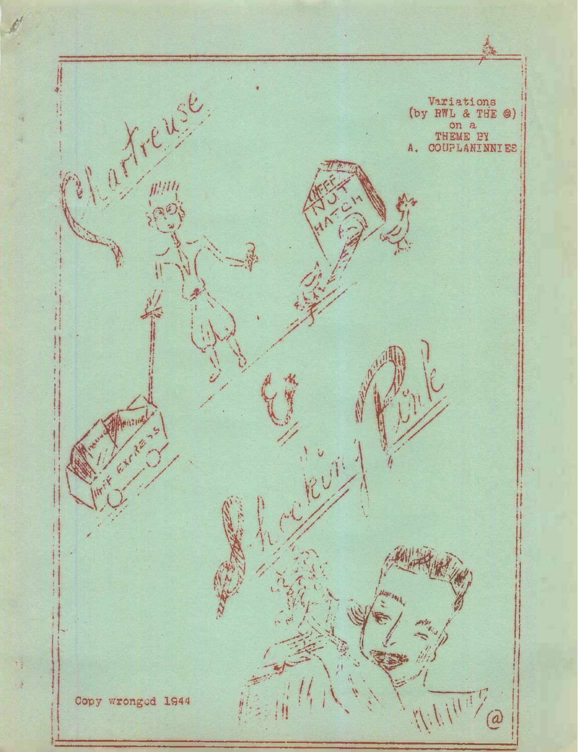# Chartreuse & Shocking Pink

Variations
(by RWL & THE @)
on a
THEME BY
A. COUPLANINNIES

Copy wronged 1944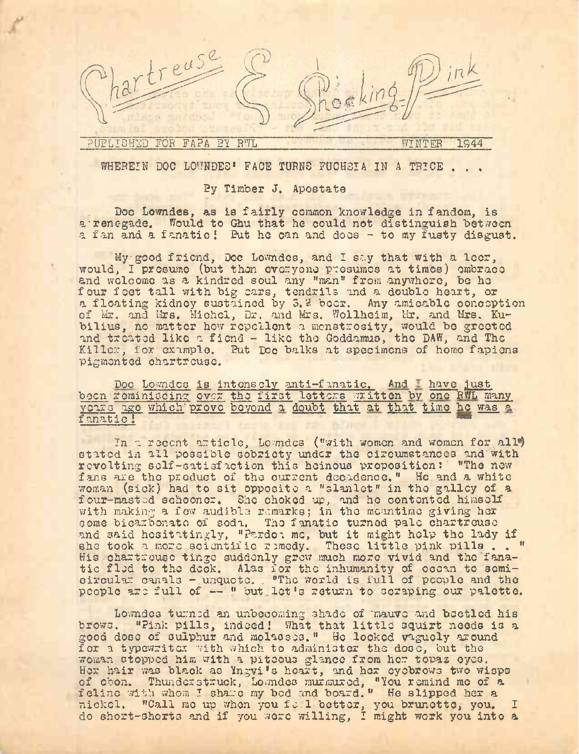# Chartreuse & Shocking Pink

PUBLISHED FOR FAPA BY RWL — WINTER 1944

WHEREIN DOC LOWNDES' FACE TURNS FUCHSIA IN A TRICE . . .

By Timber J. Apostate

Doc Lowndes, as is fairly common knowledge in fandom, is a renegade. Would to Ghu that he could not distinguish between a fan and a fanatic! But he can and does - to my fusty disgust.

My good friend, Doc Lowndes, and I say that with a leer, would, I presume (but then everyone presumes at times) embrace and welcome as a kindred soul any "man" from anywhere, be he four feet tall with big ears, tendrils and a double heart, or a floating kidney sustained by 3.2 beer. Any amicable conception of Mr. and Mrs. Michel, Dr. and Mrs. Wollheim, Mr. and Mrs. Kubilius, no matter how repellent a monstrosity, would be greeted and treated like a fiend - like the Goddamus, the DAW, and The Killer, for example. But Doc balks at specimens of homo fapiens pigmented chartreuse.

Doc Lowndes is intensely anti-fanatic. And I have just been reminiscing over the first letters written by one RWL many years ago which prove beyond a doubt that at that time he was a fanatic!

In a recent article, Lowndes ("with women and women for all") stated in all possible sobriety under the circumstances and with revolting self-satisfaction this heinous proposition: "The new fans are the product of the current decadence." He and a white woman (sick) had to sit opposite a "slanlet" in the galley of a four-masted schooner. She choked up, and he contented himself with making a few audible remarks; in the meantime giving her some bicarbonate of soda. The fanatic turned pale chartreuse and said hesitatingly, "Pardon me, but it might help the lady if she took a more scientific remedy. These little pink pills . . " His chartreuse tinge suddenly grew much more vivid and the fanatic fled to the deck. Alas for the inhumanity of ocean to semicircular canals - unquote. "The world is full of people and the people are full of -- " but let's return to scraping our palette.

Lowndes turned an unbecoming shade of mauve and beetled his brows. "Pink pills, indeed! What that little squirt needs is a good dose of sulphur and molasses." He looked vaguely around for a typewriter with which to administer the dose, but the woman stopped him with a piteous glance from her topaz eyes. Her hair was black as Yngvi's heart, and her eyebrows two wisps of ebon. Thunderstruck, Lowndes murmured, "You remind me of a feline with whom I share my bed and board." He slipped her a nickel. "Call me up when you feel better, you brunette, you. I do short-shorts and if you were willing, I might work you into a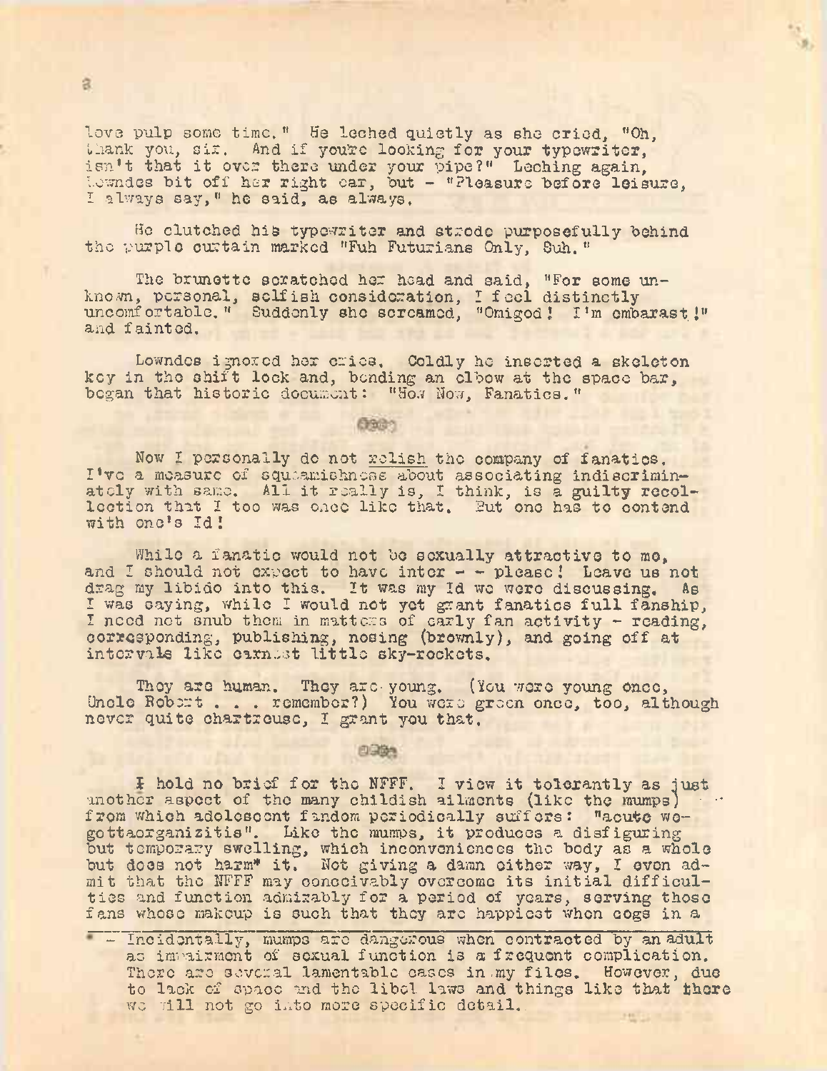love pulp some time." He leched quietly as she cried, "Oh, thank you, sir. And if you're looking for your typewriter, isn't that it over there under your pipe?" Leching again, Lowndes bit off her right ear, but - "Pleasure before leisure, I always say," he said, as always.

He clutched his typewriter and strode purposefully behind the purple curtain marked "Fuh Futurians Only, Suh."

The brunette scratched her head and said, "For some unknown, personal, selfish consideration, I feel distinctly uncomfortable." Suddenly she screamed, "Omigod! I'm embarast!" and fainted.

Lowndes ignored her cries. Coldly he inserted a skeleton key in the shift lock and, bending an elbow at the space bar, began that historic document: "How Now, Fanatics."

Now I personally do not _relish_ the company of fanatics. I've a measure of squeamishness about associating indiscriminately with same. All it really is, I think, is a guilty recollection that I too was once like that. But one has to contend with one's Id!

While a fanatic would not be sexually attractive to me, and I should not expect to have inter - - please! Leave us not drag my libido into this. It was my Id we were discussing. As I was saying, while I would not yet grant fanatics full fanship, I need not snub them in matters of early fan activity - reading, corresponding, publishing, nosing (brownly), and going off at intervals like earnest little sky-rockets.

They are human. They are young. (You were young once, Uncle Robert . . . remember?) You were green once, too, although never quite chartreuse, I grant you that.

I hold no brief for the NFFF. I view it tolerantly as just another aspect of the many childish ailments (like the mumps) from which adolescent fandom periodically suffers: "acute wegottaorganizitis". Like the mumps, it produces a disfiguring but temporary swelling, which inconveniences the body as a whole but does not harm* it. Not giving a damn either way, I even admit that the NFFF may conceivably overcome its initial difficulties and function admirably for a period of years, serving those fans whose makeup is such that they are happiest when cogs in a

\* - Incidentally, mumps are dangerous when contracted by an adult as impairment of sexual function is a frequent complication. There are several lamentable cases in my files. However, due to lack of space and the libel laws and things like that there we will not go into more specific detail.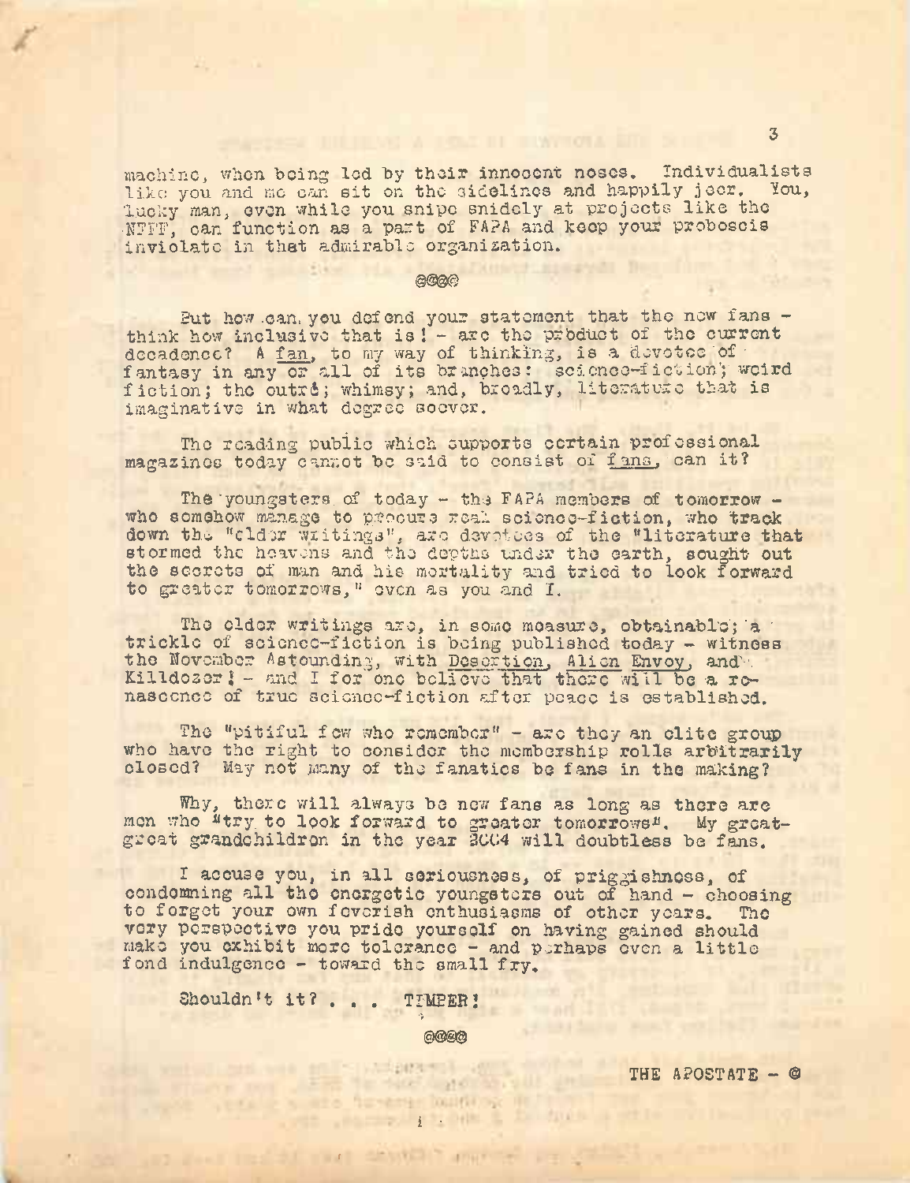machine, when being led by their innocent noses. Individualists like you and me can sit on the sidelines and happily jeer. You, lucky man, even while you snipe snidely at projects like the NFFF, can function as a part of FAPA and keep your proboscis inviolate in that admirable organization.

@@@@

But how can you defend your statement that the new fans - think how inclusive that is! - are the product of the current decadence? A fan, to my way of thinking, is a devotee of fantasy in any or all of its branches: science-fiction; weird fiction; the outré; whimsy; and, broadly, literature that is imaginative in what degree soever.

The reading public which supports certain professional magazines today cannot be said to consist of fans, can it?

The youngsters of today - the FAPA members of tomorrow - who somehow manage to procure real science-fiction, who track down the "older writings", are devotees of the "literature that stormed the heavens and the depths under the earth, sought out the secrets of man and his mortality and tried to look forward to greater tomorrows," even as you and I.

The older writings are, in some measure, obtainable; a trickle of science-fiction is being published today - witness the November Astounding, with Desertion, Alien Envoy, and Killdozer! - and I for one believe that there will be a renascence of true science-fiction after peace is established.

The "pitiful few who remember" - are they an elite group who have the right to consider the membership rolls arbitrarily closed? May not many of the fanatics be fans in the making?

Why, there will always be new fans as long as there are men who "try to look forward to greater tomorrows". My great-great grandchildren in the year 2004 will doubtless be fans.

I accuse you, in all seriousness, of priggishness, of condemning all the energetic youngsters out of hand - choosing to forget your own feverish enthusiasms of other years. The very perspective you pride yourself on having gained should make you exhibit more tolerance - and perhaps even a little fond indulgence - toward the small fry.

Shouldn't it? . . . TIMBER!

@@@@

THE APOSTATE - ©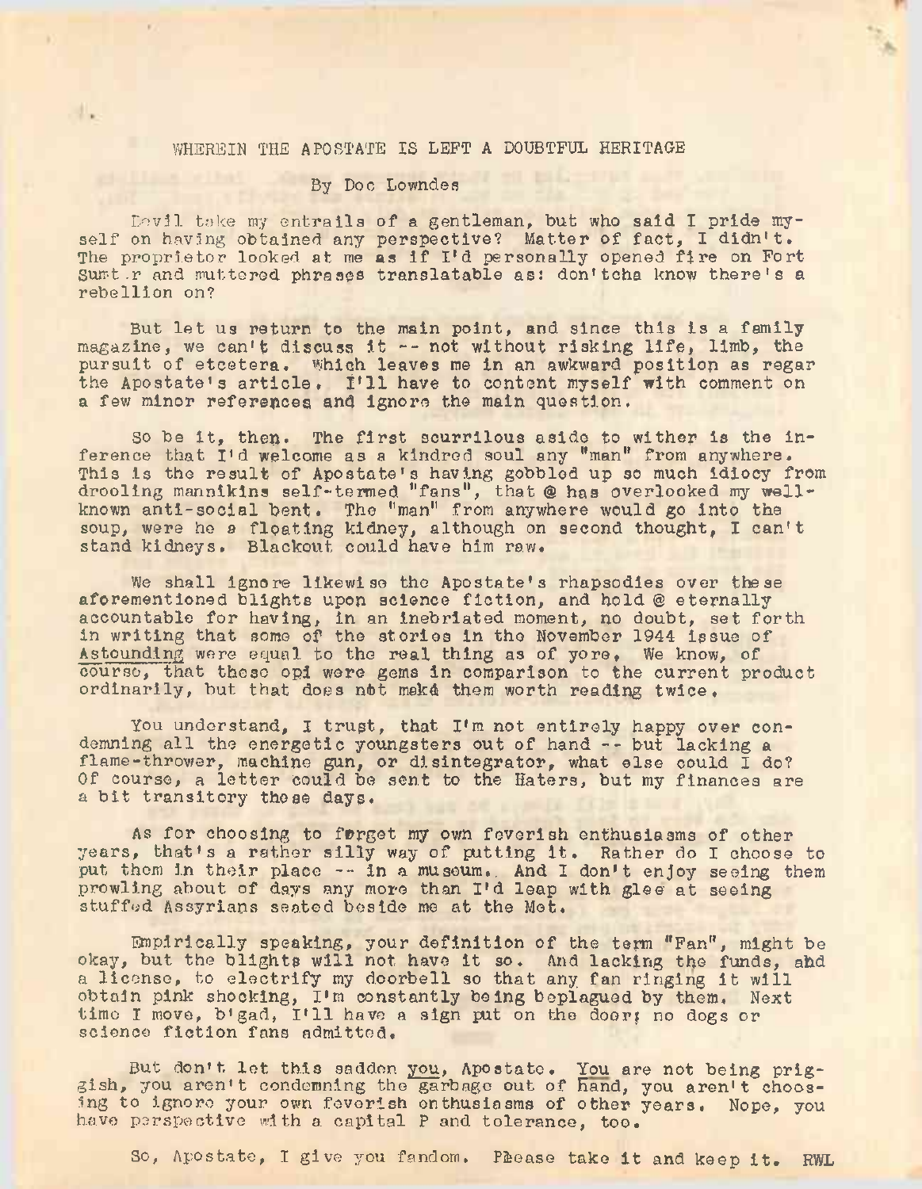## WHEREIN THE APOSTATE IS LEFT A DOUBTFUL HERITAGE

By Doc Lowndes

Devil take my entrails of a gentleman, but who said I pride myself on having obtained any perspective? Matter of fact, I didn't. The proprietor looked at me as if I'd personally opened fire on Fort Sumter and muttered phrases translatable as: don'tcha know there's a rebellion on?

But let us return to the main point, and since this is a family magazine, we can't discuss it -- not without risking life, limb, the pursuit of etcetera. Which leaves me in an awkward position as regar the Apostate's article. I'll have to content myself with comment on a few minor references and ignore the main question.

So be it, then. The first scurrilous aside to wither is the inference that I'd welcome as a kindred soul any "man" from anywhere. This is the result of Apostate's having gobbled up so much idiocy from drooling mannikins self-termed "fans", that @ has overlooked my well-known anti-social bent. The "man" from anywhere would go into the soup, were he a floating kidney, although on second thought, I can't stand kidneys. Blackout could have him raw.

We shall ignore likewise the Apostate's rhapsodies over these aforementioned blights upon science fiction, and hold @ eternally accountable for having, in an inebriated moment, no doubt, set forth in writing that some of the stories in the November 1944 issue of Astounding were equal to the real thing as of yore. We know, of course, that these opi were gems in comparison to the current product ordinarily, but that does not make them worth reading twice.

You understand, I trust, that I'm not entirely happy over condemning all the energetic youngsters out of hand -- but lacking a flame-thrower, machine gun, or disintegrator, what else could I do? Of course, a letter could be sent to the Haters, but my finances are a bit transitory these days.

As for choosing to forget my own feverish enthusiasms of other years, that's a rather silly way of putting it. Rather do I choose to put them in their place -- in a museum. And I don't enjoy seeing them prowling about of days any more than I'd leap with glee at seeing stuffed Assyrians seated beside me at the Met.

Empirically speaking, your definition of the term "Fan", might be okay, but the blights will not have it so. And lacking the funds, and a license, to electrify my doorbell so that any fan ringing it will obtain pink shocking, I'm constantly being beplagued by them. Next time I move, b'gad, I'll have a sign put on the door; no dogs or science fiction fans admitted.

But don't let this sadden you, Apostate. You are not being priggish, you aren't condemning the garbage out of hand, you aren't choosing to ignore your own feverish enthusiasms of other years. Nope, you have perspective with a capital P and tolerance, too.

So, Apostate, I give you fandom. Please take it and keep it. RWL